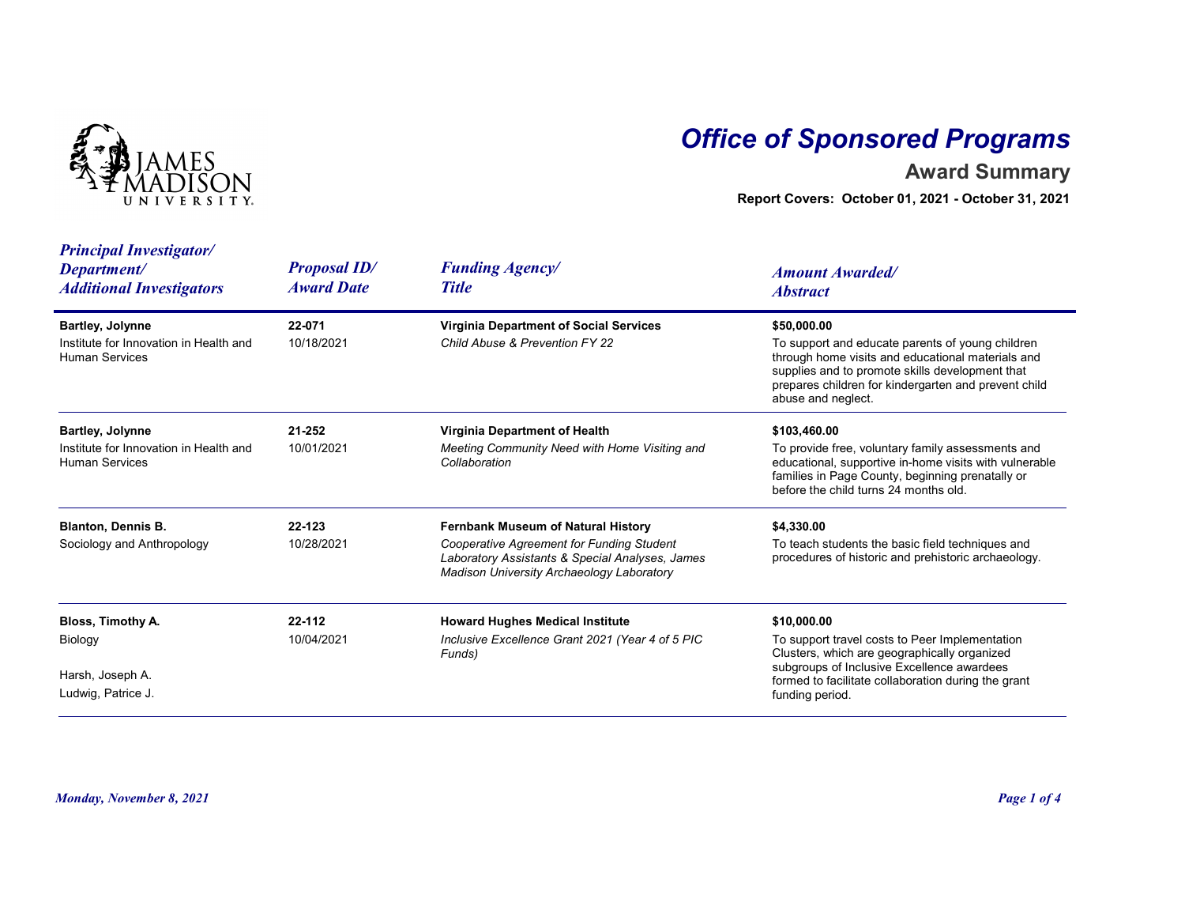# Office of Sponsored Programs

## Award Summary

**Report Covers: October 01, 2021 - October 31, 2021**

| *Principal Investigator/ Department/ Additional Investigators* | *Proposal ID/ Award Date* | *Funding Agency/ Title* | *Amount Awarded/ Abstract* |
|---|---|---|---|
| **Bartley, Jolynne**<br>Institute for Innovation in Health and Human Services | **22-071**<br>10/18/2021 | **Virginia Department of Social Services**<br>*Child Abuse & Prevention FY 22* | **$50,000.00**<br>To support and educate parents of young children through home visits and educational materials and supplies and to promote skills development that prepares children for kindergarten and prevent child abuse and neglect. |
| **Bartley, Jolynne**<br>Institute for Innovation in Health and Human Services | **21-252**<br>10/01/2021 | **Virginia Department of Health**<br>*Meeting Community Need with Home Visiting and Collaboration* | **$103,460.00**<br>To provide free, voluntary family assessments and educational, supportive in-home visits with vulnerable families in Page County, beginning prenatally or before the child turns 24 months old. |
| **Blanton, Dennis B.**<br>Sociology and Anthropology | **22-123**<br>10/28/2021 | **Fernbank Museum of Natural History**<br>*Cooperative Agreement for Funding Student Laboratory Assistants & Special Analyses, James Madison University Archaeology Laboratory* | **$4,330.00**<br>To teach students the basic field techniques and procedures of historic and prehistoric archaeology. |
| **Bloss, Timothy A.**<br>Biology<br><br>Harsh, Joseph A.<br>Ludwig, Patrice J. | **22-112**<br>10/04/2021 | **Howard Hughes Medical Institute**<br>*Inclusive Excellence Grant 2021 (Year 4 of 5 PIC Funds)* | **$10,000.00**<br>To support travel costs to Peer Implementation Clusters, which are geographically organized subgroups of Inclusive Excellence awardees formed to facilitate collaboration during the grant funding period. |

*Monday, November 8, 2021*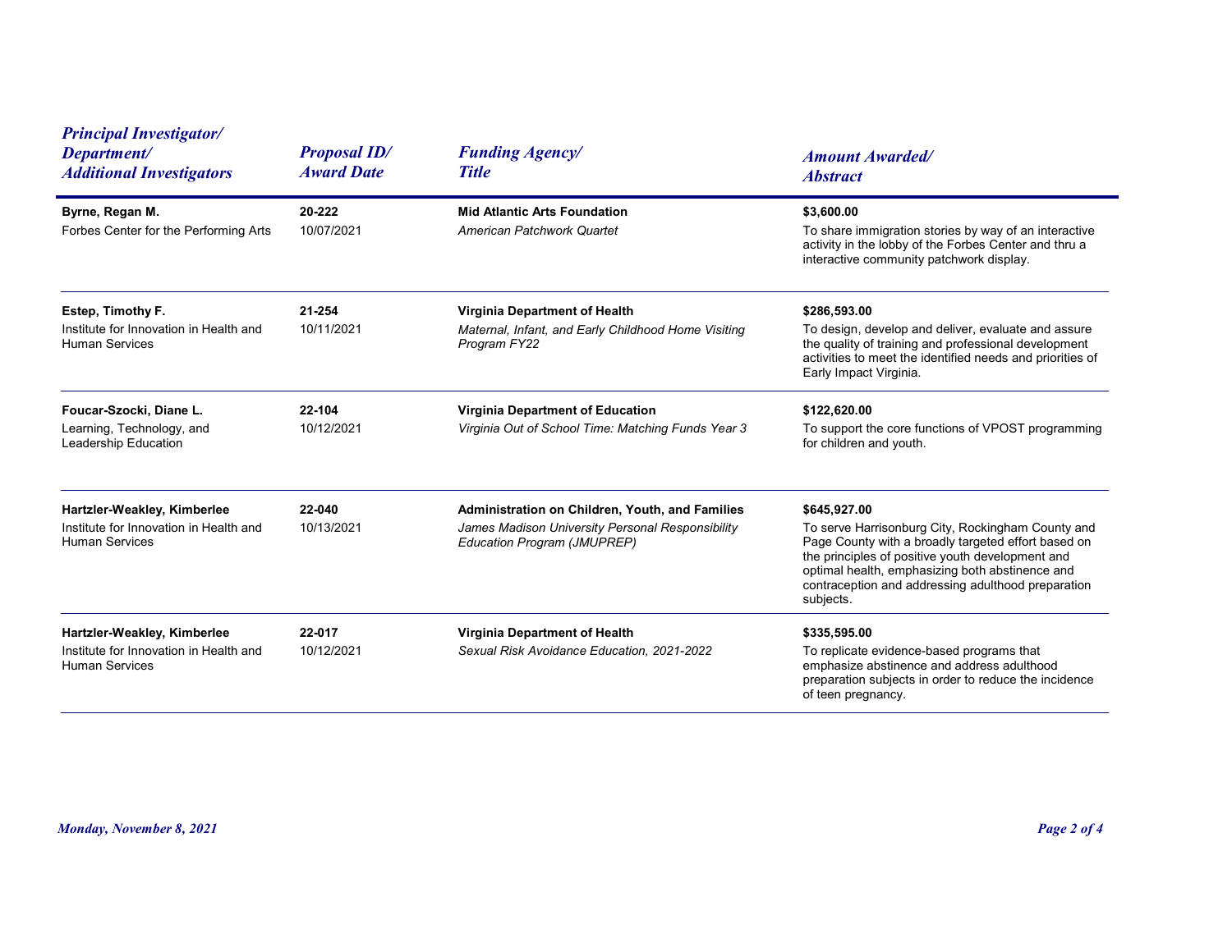| Principal Investigator/ Department/ Additional Investigators | Proposal ID/ Award Date | Funding Agency/ Title | Amount Awarded/ Abstract |
|---|---|---|---|
| **Byrne, Regan M.**<br>Forbes Center for the Performing Arts | **20-222**<br>10/07/2021 | **Mid Atlantic Arts Foundation**<br>*American Patchwork Quartet* | **$3,600.00**<br>To share immigration stories by way of an interactive activity in the lobby of the Forbes Center and thru a interactive community patchwork display. |
| **Estep, Timothy F.**<br>Institute for Innovation in Health and Human Services | **21-254**<br>10/11/2021 | **Virginia Department of Health**<br>*Maternal, Infant, and Early Childhood Home Visiting Program FY22* | **$286,593.00**<br>To design, develop and deliver, evaluate and assure the quality of training and professional development activities to meet the identified needs and priorities of Early Impact Virginia. |
| **Foucar-Szocki, Diane L.**<br>Learning, Technology, and Leadership Education | **22-104**<br>10/12/2021 | **Virginia Department of Education**<br>*Virginia Out of School Time: Matching Funds Year 3* | **$122,620.00**<br>To support the core functions of VPOST programming for children and youth. |
| **Hartzler-Weakley, Kimberlee**<br>Institute for Innovation in Health and Human Services | **22-040**<br>10/13/2021 | **Administration on Children, Youth, and Families**<br>*James Madison University Personal Responsibility Education Program (JMUPREP)* | **$645,927.00**<br>To serve Harrisonburg City, Rockingham County and Page County with a broadly targeted effort based on the principles of positive youth development and optimal health, emphasizing both abstinence and contraception and addressing adulthood preparation subjects. |
| **Hartzler-Weakley, Kimberlee**<br>Institute for Innovation in Health and Human Services | **22-017**<br>10/12/2021 | **Virginia Department of Health**<br>*Sexual Risk Avoidance Education, 2021-2022* | **$335,595.00**<br>To replicate evidence-based programs that emphasize abstinence and address adulthood preparation subjects in order to reduce the incidence of teen pregnancy. |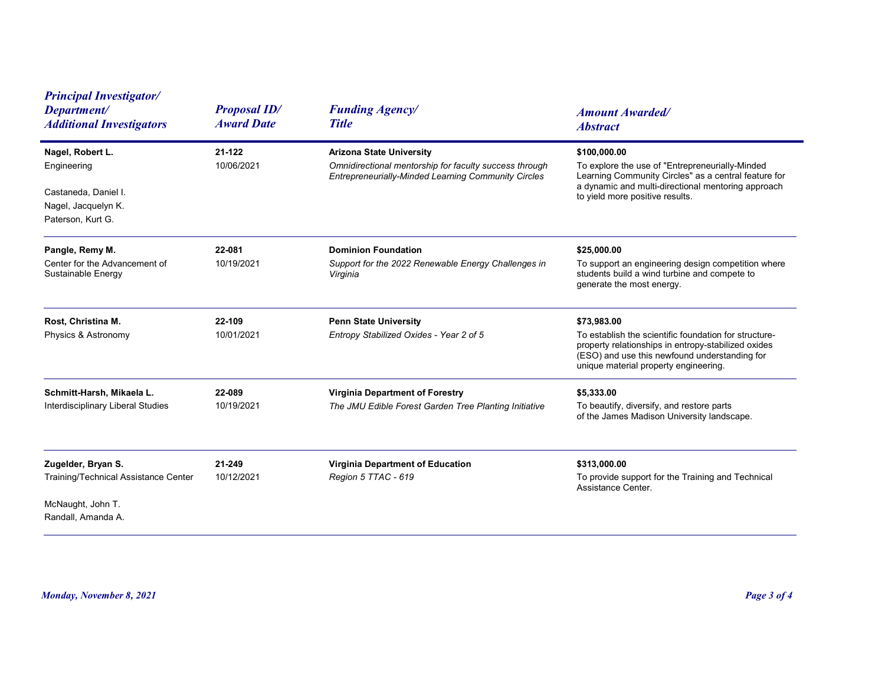| Principal Investigator/ Department/ Additional Investigators | Proposal ID/ Award Date | Funding Agency/ Title | Amount Awarded/ Abstract |
|---|---|---|---|
| **Nagel, Robert L.**<br>Engineering<br><br>Castaneda, Daniel I.<br>Nagel, Jacquelyn K.<br>Paterson, Kurt G. | **21-122**<br>10/06/2021 | **Arizona State University**<br>*Omnidirectional mentorship for faculty success through Entrepreneurially-Minded Learning Community Circles* | **$100,000.00**<br>To explore the use of "Entrepreneurially-Minded Learning Community Circles" as a central feature for a dynamic and multi-directional mentoring approach to yield more positive results. |
| **Pangle, Remy M.**<br>Center for the Advancement of Sustainable Energy | **22-081**<br>10/19/2021 | **Dominion Foundation**<br>*Support for the 2022 Renewable Energy Challenges in Virginia* | **$25,000.00**<br>To support an engineering design competition where students build a wind turbine and compete to generate the most energy. |
| **Rost, Christina M.**<br>Physics & Astronomy | **22-109**<br>10/01/2021 | **Penn State University**<br>*Entropy Stabilized Oxides - Year 2 of 5* | **$73,983.00**<br>To establish the scientific foundation for structure-property relationships in entropy-stabilized oxides (ESO) and use this newfound understanding for unique material property engineering. |
| **Schmitt-Harsh, Mikaela L.**<br>Interdisciplinary Liberal Studies | **22-089**<br>10/19/2021 | **Virginia Department of Forestry**<br>*The JMU Edible Forest Garden Tree Planting Initiative* | **$5,333.00**<br>To beautify, diversify, and restore parts of the James Madison University landscape. |
| **Zugelder, Bryan S.**<br>Training/Technical Assistance Center<br><br>McNaught, John T.<br>Randall, Amanda A. | **21-249**<br>10/12/2021 | **Virginia Department of Education**<br>*Region 5 TTAC - 619* | **$313,000.00**<br>To provide support for the Training and Technical Assistance Center. |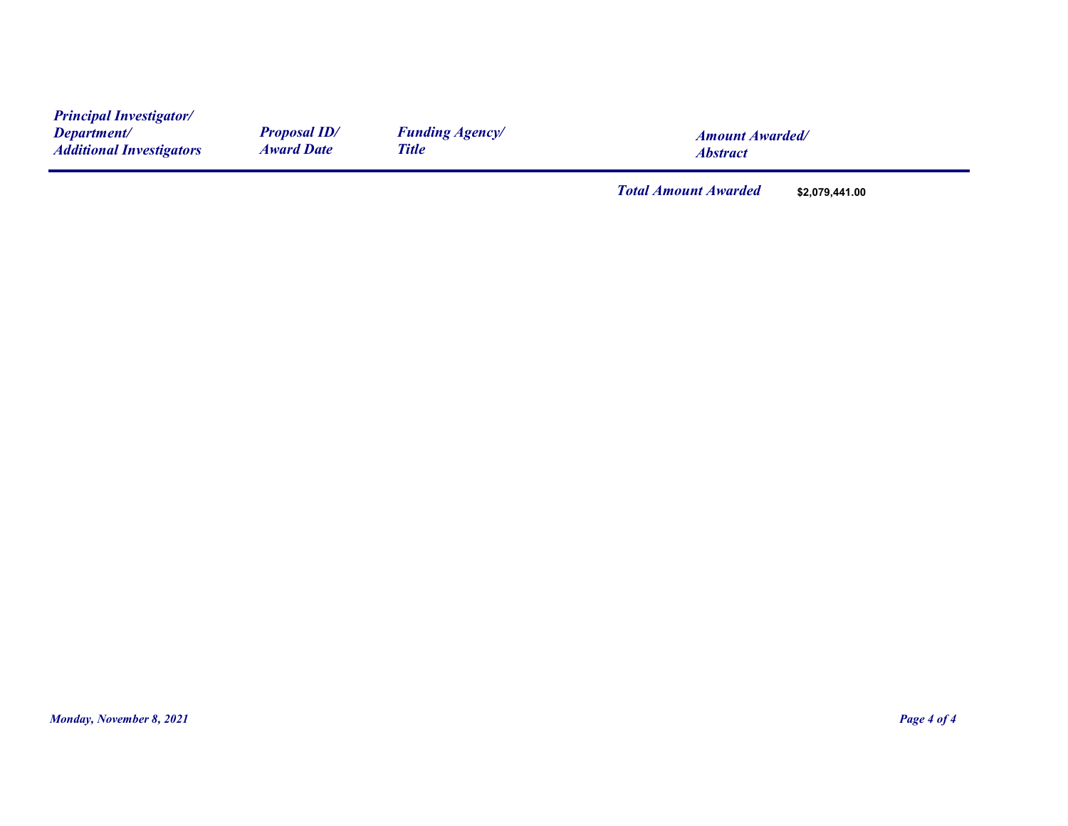| Principal Investigator/ Department/ Additional Investigators | Proposal ID/ Award Date | Funding Agency/ Title | Amount Awarded/ Abstract |
|---|---|---|---|

***Total Amount Awarded*** **$2,079,441.00**